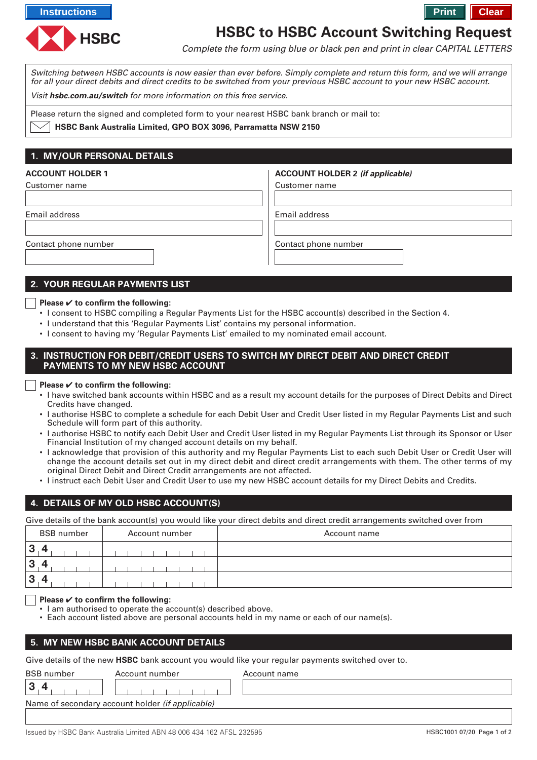Instructions

Print Clear

HSBC

# HSBC to HSBC Account Switching Request

*Complete the form using blue or black pen and print in clear CAPITAL LETTERS*

*Switching between HSBC accounts is now easier than ever before. Simply complete and return this form, and we will arrange for all your direct debits and direct credits to be switched from your previous HSBC account to your new HSBC account.*

*Visit **hsbc.com.au/switch** for more information on this free service.*

Please return the signed and completed form to your nearest HSBC bank branch or mail to:

**HSBC Bank Australia Limited, GPO BOX 3096, Parramatta NSW 2150**

## 1. MY/OUR PERSONAL DETAILS

**ACCOUNT HOLDER 1**

Customer name

Email address

Contact phone number

**ACCOUNT HOLDER 2** ***(if applicable)***

Customer name

Email address

Contact phone number

## 2. YOUR REGULAR PAYMENTS LIST

☐ **Please ✔ to confirm the following:**

- I consent to HSBC compiling a Regular Payments List for the HSBC account(s) described in the Section 4.
- I understand that this 'Regular Payments List' contains my personal information.
- I consent to having my 'Regular Payments List' emailed to my nominated email account.

## 3. INSTRUCTION FOR DEBIT/CREDIT USERS TO SWITCH MY DIRECT DEBIT AND DIRECT CREDIT PAYMENTS TO MY NEW HSBC ACCOUNT

☐ **Please ✔ to confirm the following:**

- I have switched bank accounts within HSBC and as a result my account details for the purposes of Direct Debits and Direct Credits have changed.
- I authorise HSBC to complete a schedule for each Debit User and Credit User listed in my Regular Payments List and such Schedule will form part of this authority.
- I authorise HSBC to notify each Debit User and Credit User listed in my Regular Payments List through its Sponsor or User Financial Institution of my changed account details on my behalf.
- I acknowledge that provision of this authority and my Regular Payments List to each such Debit User or Credit User will change the account details set out in my direct debit and direct credit arrangements with them. The other terms of my original Direct Debit and Direct Credit arrangements are not affected.
- I instruct each Debit User and Credit User to use my new HSBC account details for my Direct Debits and Credits.

## 4. DETAILS OF MY OLD HSBC ACCOUNT(S)

Give details of the bank account(s) you would like your direct debits and direct credit arrangements switched over from

| BSB number | Account number | Account name |
|---|---|---|
| 3 4 | | |
| 3 4 | | |
| 3 4 | | |

☐ **Please ✔ to confirm the following:**

- I am authorised to operate the account(s) described above.
- Each account listed above are personal accounts held in my name or each of our name(s).

## 5. MY NEW HSBC BANK ACCOUNT DETAILS

Give details of the new **HSBC** bank account you would like your regular payments switched over to.

| BSB number | Account number | Account name |
|---|---|---|
| 3 4 | | |

Name of secondary account holder *(if applicable)*

Issued by HSBC Bank Australia Limited ABN 48 006 434 162 AFSL 232595

HSBC1001 07/20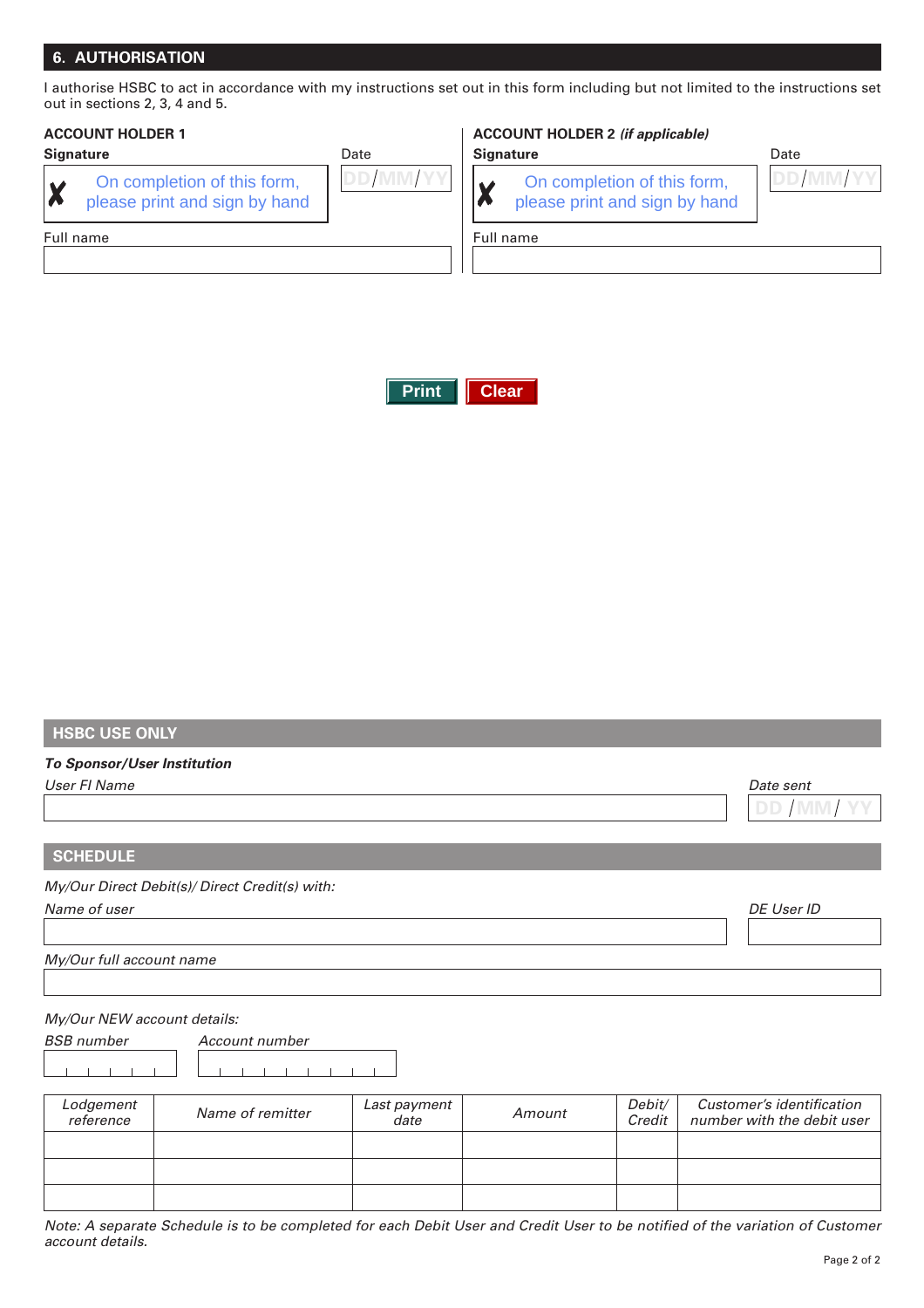## 6. AUTHORISATION

I authorise HSBC to act in accordance with my instructions set out in this form including but not limited to the instructions set out in sections 2, 3, 4 and 5.

**ACCOUNT HOLDER 1**

**Signature**

✗ On completion of this form, please print and sign by hand

Date DD/MM/YY

Full name

**ACCOUNT HOLDER 2** ***(if applicable)***

**Signature**

✗ On completion of this form, please print and sign by hand

Date DD/MM/YY

Full name

Print Clear

## HSBC USE ONLY

***To Sponsor/User Institution***

*User FI Name*

*Date sent* DD/MM/YY

## SCHEDULE

*My/Our Direct Debit(s)/ Direct Credit(s) with:*

*Name of user*

*DE User ID*

*My/Our full account name*

*My/Our NEW account details:*

*BSB number*

*Account number*

| *Lodgement reference* | *Name of remitter* | *Last payment date* | *Amount* | *Debit/ Credit* | *Customer's identification number with the debit user* |
|---|---|---|---|---|---|
| | | | | | |
| | | | | | |
| | | | | | |

*Note: A separate Schedule is to be completed for each Debit User and Credit User to be notified of the variation of Customer account details.*